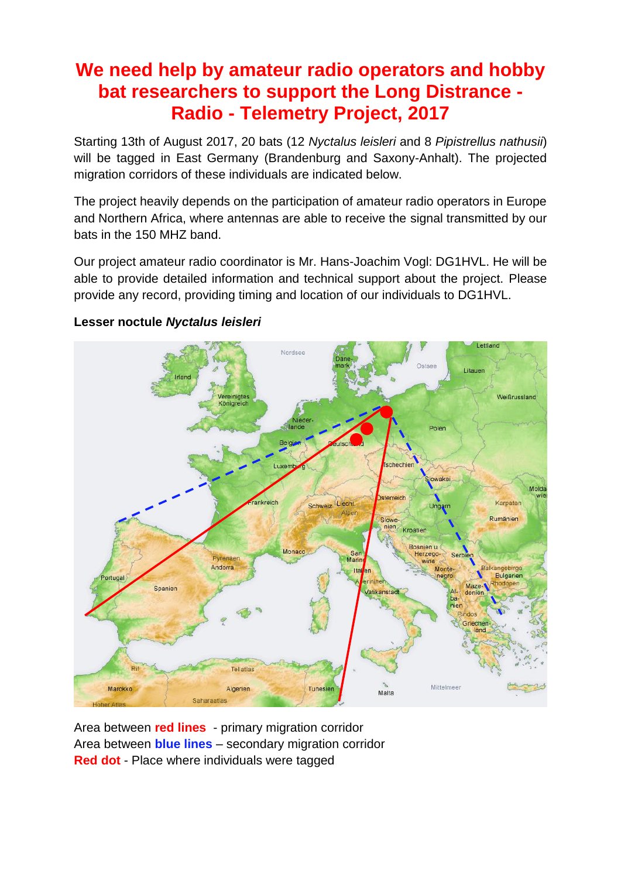# We need help by amateur radio operators and hobby bat researchers to support the Long Distrance - Radio - Telemetry Project, 2017

Starting 13th of August 2017, 20 bats (12 *Nyctalus leisleri* and 8 *Pipistrellus nathusii*) will be tagged in East Germany (Brandenburg and Saxony-Anhalt). The projected migration corridors of these individuals are indicated below.

The project heavily depends on the participation of amateur radio operators in Europe and Northern Africa, where antennas are able to receive the signal transmitted by our bats in the 150 MHZ band.

Our project amateur radio coordinator is Mr. Hans-Joachim Vogl: DG1HVL. He will be able to provide detailed information and technical support about the project. Please provide any record, providing timing and location of our individuals to DG1HVL.

**Lesser noctule *Nyctalus leisleri***

Area between **red lines** - primary migration corridor
Area between **blue lines** – secondary migration corridor
**Red dot** - Place where individuals were tagged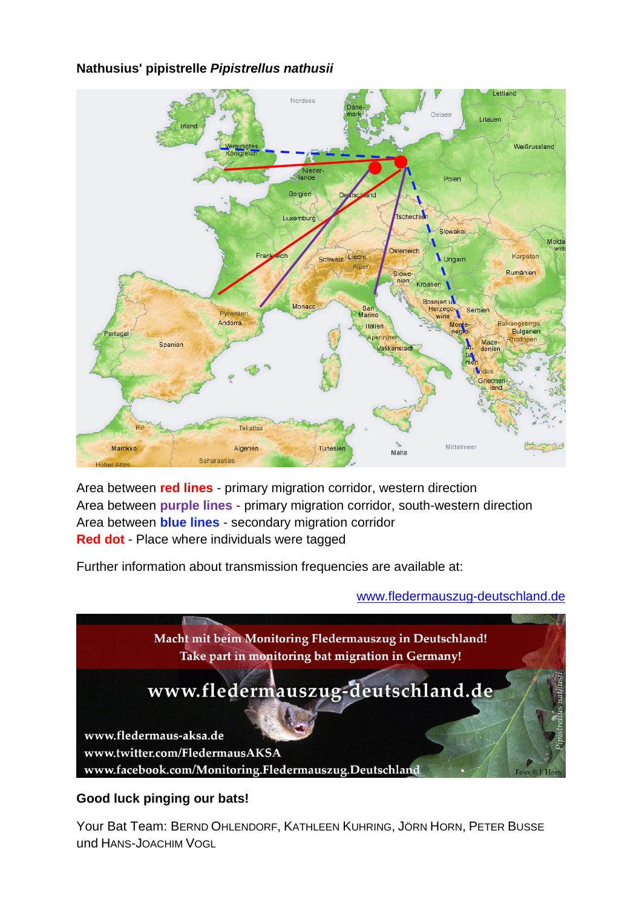**Nathusius' pipistrelle *Pipistrellus nathusii***

Area between **red lines** - primary migration corridor, western direction
Area between **purple lines** - primary migration corridor, south-western direction
Area between **blue lines** - secondary migration corridor
**Red dot** - Place where individuals were tagged

Further information about transmission frequencies are available at:

www.fledermauszug-deutschland.de

**Good luck pinging our bats!**

Your Bat Team: BERND OHLENDORF, KATHLEEN KUHRING, JÖRN HORN, PETER BUSSE und HANS-JOACHIM VOGL